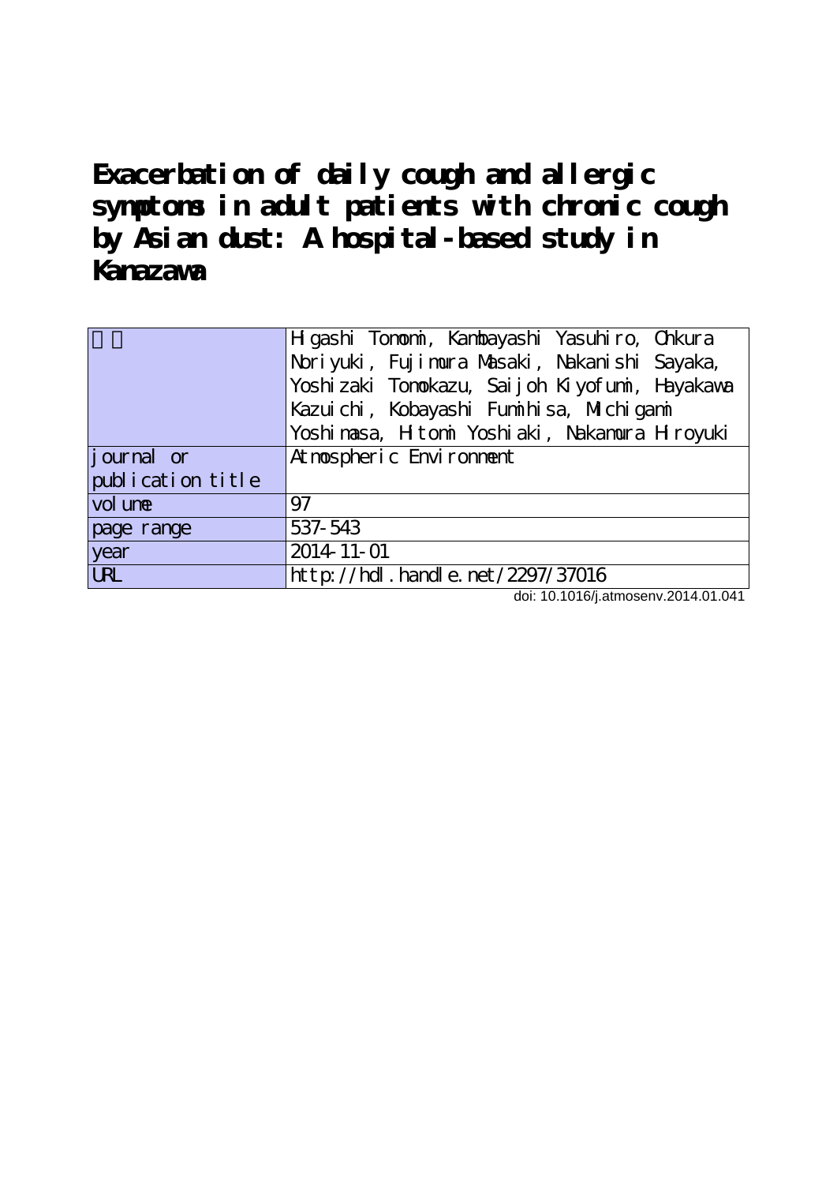# Exacerbation of daily cough and allergic symptoms in adult patients with chronic cough by Asian dust: A hospital-based study in Kanazawa

| 著者 | Higashi Tomomi, Kambayashi Yasuhiro, Ohkura Noriyuki, Fujimura Masaki, Nakanishi Sayaka, Yoshizaki Tomokazu, Saijoh Kiyofumi, Hayakawa Kazuichi, Kobayashi Fumihisa, Michigami Yoshimasa, Hitomi Yoshiaki, Nakamura Hiroyuki |
|---|---|
| journal or publication title | Atmospheric Environment |
| volume | 97 |
| page range | 537-543 |
| year | 2014-11-01 |
| URL | http://hdl.handle.net/2297/37016 |

doi: 10.1016/j.atmosenv.2014.01.041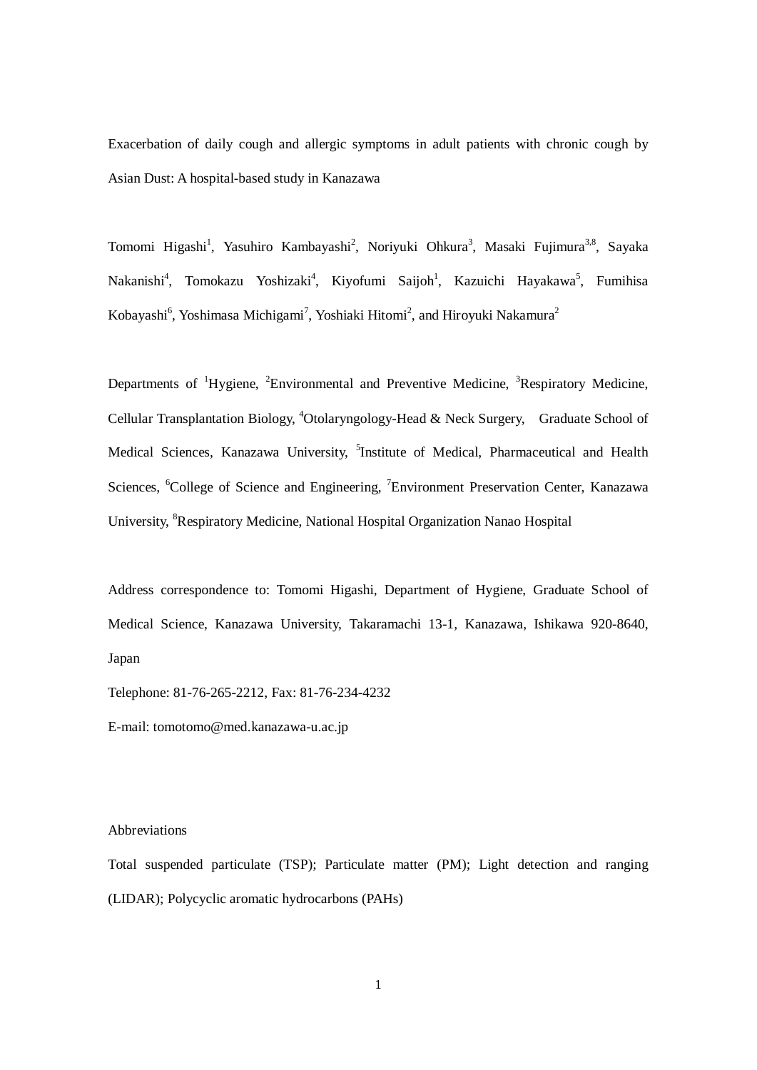# Exacerbation of daily cough and allergic symptoms in adult patients with chronic cough by Asian Dust: A hospital-based study in Kanazawa

Tomomi Higashi[1], Yasuhiro Kambayashi[2], Noriyuki Ohkura[3], Masaki Fujimura[3,8], Sayaka Nakanishi[4], Tomokazu Yoshizaki[4], Kiyofumi Saijoh[1], Kazuichi Hayakawa[5], Fumihisa Kobayashi[6], Yoshimasa Michigami[7], Yoshiaki Hitomi[2], and Hiroyuki Nakamura[2]

Departments of [1]Hygiene, [2]Environmental and Preventive Medicine, [3]Respiratory Medicine, Cellular Transplantation Biology, [4]Otolaryngology-Head & Neck Surgery, Graduate School of Medical Sciences, Kanazawa University, [5]Institute of Medical, Pharmaceutical and Health Sciences, [6]College of Science and Engineering, [7]Environment Preservation Center, Kanazawa University, [8]Respiratory Medicine, National Hospital Organization Nanao Hospital

Address correspondence to: Tomomi Higashi, Department of Hygiene, Graduate School of Medical Science, Kanazawa University, Takaramachi 13-1, Kanazawa, Ishikawa 920-8640, Japan

Telephone: 81-76-265-2212, Fax: 81-76-234-4232

E-mail: tomotomo@med.kanazawa-u.ac.jp

Abbreviations

Total suspended particulate (TSP); Particulate matter (PM); Light detection and ranging (LIDAR); Polycyclic aromatic hydrocarbons (PAHs)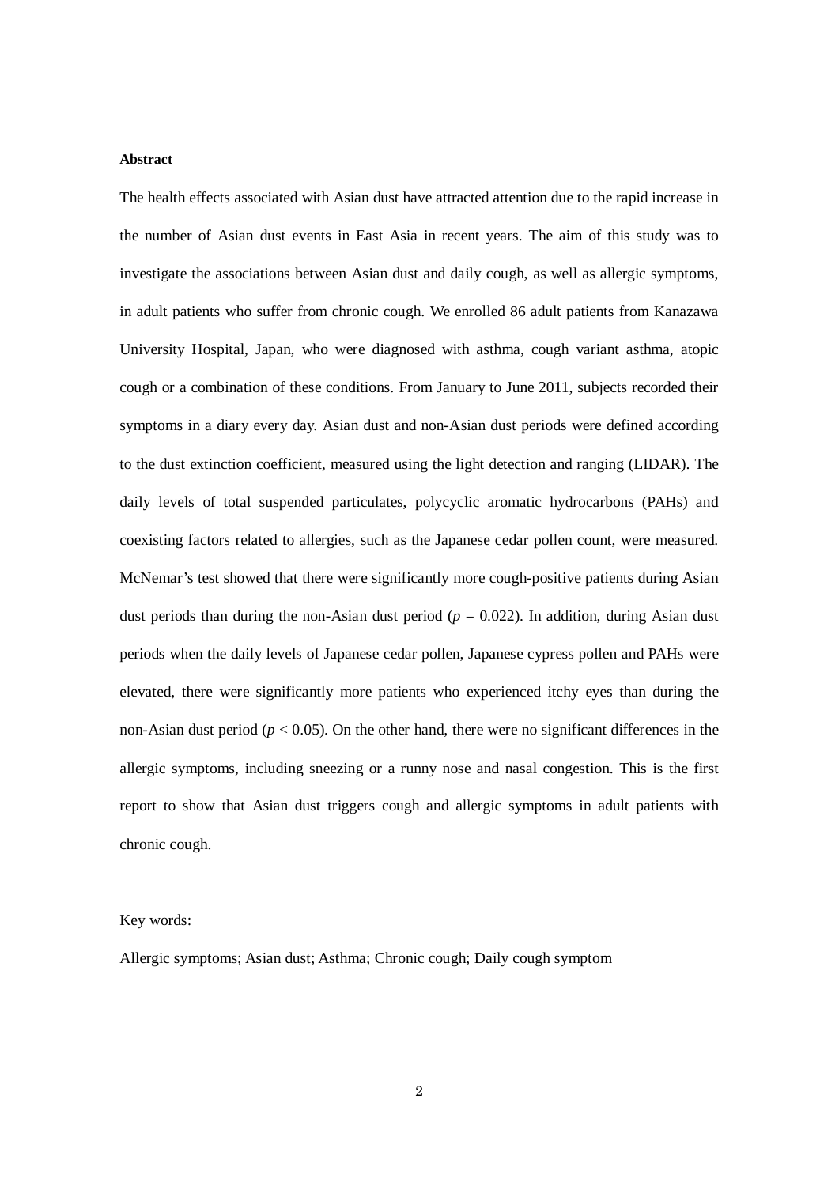**Abstract**

The health effects associated with Asian dust have attracted attention due to the rapid increase in the number of Asian dust events in East Asia in recent years. The aim of this study was to investigate the associations between Asian dust and daily cough, as well as allergic symptoms, in adult patients who suffer from chronic cough. We enrolled 86 adult patients from Kanazawa University Hospital, Japan, who were diagnosed with asthma, cough variant asthma, atopic cough or a combination of these conditions. From January to June 2011, subjects recorded their symptoms in a diary every day. Asian dust and non-Asian dust periods were defined according to the dust extinction coefficient, measured using the light detection and ranging (LIDAR). The daily levels of total suspended particulates, polycyclic aromatic hydrocarbons (PAHs) and coexisting factors related to allergies, such as the Japanese cedar pollen count, were measured. McNemar's test showed that there were significantly more cough-positive patients during Asian dust periods than during the non-Asian dust period ($p = 0.022$). In addition, during Asian dust periods when the daily levels of Japanese cedar pollen, Japanese cypress pollen and PAHs were elevated, there were significantly more patients who experienced itchy eyes than during the non-Asian dust period ($p < 0.05$). On the other hand, there were no significant differences in the allergic symptoms, including sneezing or a runny nose and nasal congestion. This is the first report to show that Asian dust triggers cough and allergic symptoms in adult patients with chronic cough.

Key words:

Allergic symptoms; Asian dust; Asthma; Chronic cough; Daily cough symptom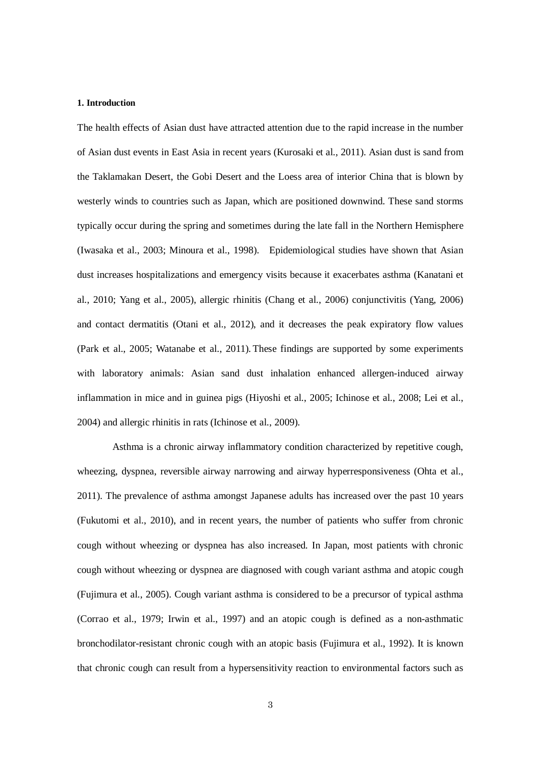### 1. Introduction

The health effects of Asian dust have attracted attention due to the rapid increase in the number of Asian dust events in East Asia in recent years (Kurosaki et al., 2011). Asian dust is sand from the Taklamakan Desert, the Gobi Desert and the Loess area of interior China that is blown by westerly winds to countries such as Japan, which are positioned downwind. These sand storms typically occur during the spring and sometimes during the late fall in the Northern Hemisphere (Iwasaka et al., 2003; Minoura et al., 1998). Epidemiological studies have shown that Asian dust increases hospitalizations and emergency visits because it exacerbates asthma (Kanatani et al., 2010; Yang et al., 2005), allergic rhinitis (Chang et al., 2006) conjunctivitis (Yang, 2006) and contact dermatitis (Otani et al., 2012), and it decreases the peak expiratory flow values (Park et al., 2005; Watanabe et al., 2011). These findings are supported by some experiments with laboratory animals: Asian sand dust inhalation enhanced allergen-induced airway inflammation in mice and in guinea pigs (Hiyoshi et al., 2005; Ichinose et al., 2008; Lei et al., 2004) and allergic rhinitis in rats (Ichinose et al., 2009).

Asthma is a chronic airway inflammatory condition characterized by repetitive cough, wheezing, dyspnea, reversible airway narrowing and airway hyperresponsiveness (Ohta et al., 2011). The prevalence of asthma amongst Japanese adults has increased over the past 10 years (Fukutomi et al., 2010), and in recent years, the number of patients who suffer from chronic cough without wheezing or dyspnea has also increased. In Japan, most patients with chronic cough without wheezing or dyspnea are diagnosed with cough variant asthma and atopic cough (Fujimura et al., 2005). Cough variant asthma is considered to be a precursor of typical asthma (Corrao et al., 1979; Irwin et al., 1997) and an atopic cough is defined as a non-asthmatic bronchodilator-resistant chronic cough with an atopic basis (Fujimura et al., 1992). It is known that chronic cough can result from a hypersensitivity reaction to environmental factors such as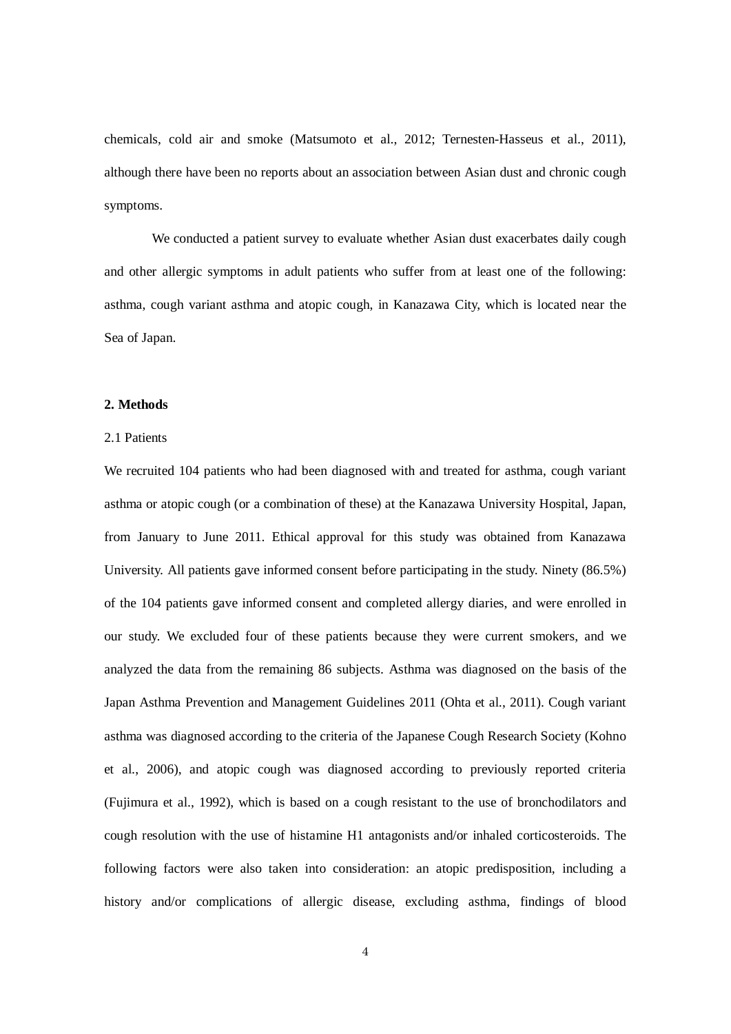chemicals, cold air and smoke (Matsumoto et al., 2012; Ternesten-Hasseus et al., 2011), although there have been no reports about an association between Asian dust and chronic cough symptoms.

We conducted a patient survey to evaluate whether Asian dust exacerbates daily cough and other allergic symptoms in adult patients who suffer from at least one of the following: asthma, cough variant asthma and atopic cough, in Kanazawa City, which is located near the Sea of Japan.

## 2. Methods

### 2.1 Patients

We recruited 104 patients who had been diagnosed with and treated for asthma, cough variant asthma or atopic cough (or a combination of these) at the Kanazawa University Hospital, Japan, from January to June 2011. Ethical approval for this study was obtained from Kanazawa University. All patients gave informed consent before participating in the study. Ninety (86.5%) of the 104 patients gave informed consent and completed allergy diaries, and were enrolled in our study. We excluded four of these patients because they were current smokers, and we analyzed the data from the remaining 86 subjects. Asthma was diagnosed on the basis of the Japan Asthma Prevention and Management Guidelines 2011 (Ohta et al., 2011). Cough variant asthma was diagnosed according to the criteria of the Japanese Cough Research Society (Kohno et al., 2006), and atopic cough was diagnosed according to previously reported criteria (Fujimura et al., 1992), which is based on a cough resistant to the use of bronchodilators and cough resolution with the use of histamine H1 antagonists and/or inhaled corticosteroids. The following factors were also taken into consideration: an atopic predisposition, including a history and/or complications of allergic disease, excluding asthma, findings of blood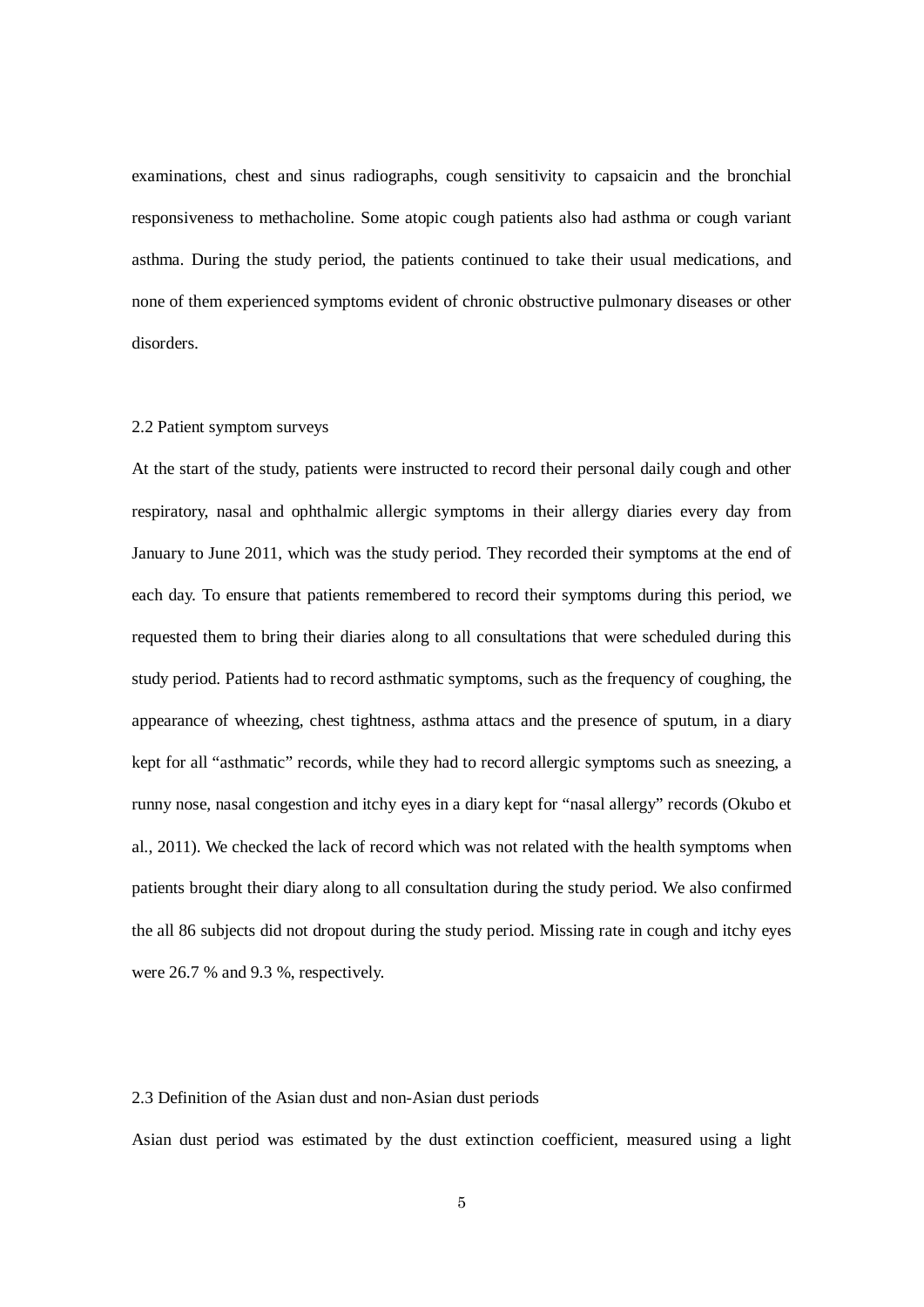examinations, chest and sinus radiographs, cough sensitivity to capsaicin and the bronchial responsiveness to methacholine. Some atopic cough patients also had asthma or cough variant asthma. During the study period, the patients continued to take their usual medications, and none of them experienced symptoms evident of chronic obstructive pulmonary diseases or other disorders.

### 2.2 Patient symptom surveys

At the start of the study, patients were instructed to record their personal daily cough and other respiratory, nasal and ophthalmic allergic symptoms in their allergy diaries every day from January to June 2011, which was the study period. They recorded their symptoms at the end of each day. To ensure that patients remembered to record their symptoms during this period, we requested them to bring their diaries along to all consultations that were scheduled during this study period. Patients had to record asthmatic symptoms, such as the frequency of coughing, the appearance of wheezing, chest tightness, asthma attacs and the presence of sputum, in a diary kept for all "asthmatic" records, while they had to record allergic symptoms such as sneezing, a runny nose, nasal congestion and itchy eyes in a diary kept for "nasal allergy" records (Okubo et al., 2011). We checked the lack of record which was not related with the health symptoms when patients brought their diary along to all consultation during the study period. We also confirmed the all 86 subjects did not dropout during the study period. Missing rate in cough and itchy eyes were 26.7 % and 9.3 %, respectively.

### 2.3 Definition of the Asian dust and non-Asian dust periods

Asian dust period was estimated by the dust extinction coefficient, measured using a light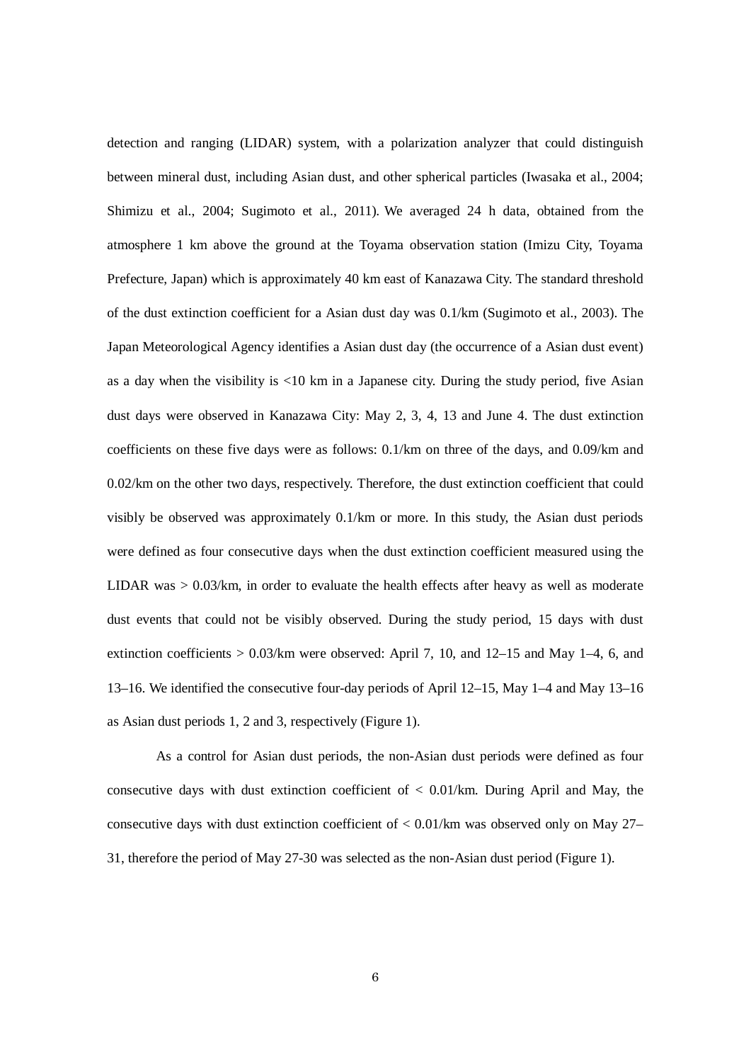detection and ranging (LIDAR) system, with a polarization analyzer that could distinguish between mineral dust, including Asian dust, and other spherical particles (Iwasaka et al., 2004; Shimizu et al., 2004; Sugimoto et al., 2011). We averaged 24 h data, obtained from the atmosphere 1 km above the ground at the Toyama observation station (Imizu City, Toyama Prefecture, Japan) which is approximately 40 km east of Kanazawa City. The standard threshold of the dust extinction coefficient for a Asian dust day was 0.1/km (Sugimoto et al., 2003). The Japan Meteorological Agency identifies a Asian dust day (the occurrence of a Asian dust event) as a day when the visibility is <10 km in a Japanese city. During the study period, five Asian dust days were observed in Kanazawa City: May 2, 3, 4, 13 and June 4. The dust extinction coefficients on these five days were as follows: 0.1/km on three of the days, and 0.09/km and 0.02/km on the other two days, respectively. Therefore, the dust extinction coefficient that could visibly be observed was approximately 0.1/km or more. In this study, the Asian dust periods were defined as four consecutive days when the dust extinction coefficient measured using the LIDAR was > 0.03/km, in order to evaluate the health effects after heavy as well as moderate dust events that could not be visibly observed. During the study period, 15 days with dust extinction coefficients > 0.03/km were observed: April 7, 10, and 12–15 and May 1–4, 6, and 13–16. We identified the consecutive four-day periods of April 12–15, May 1–4 and May 13–16 as Asian dust periods 1, 2 and 3, respectively (Figure 1).

As a control for Asian dust periods, the non-Asian dust periods were defined as four consecutive days with dust extinction coefficient of < 0.01/km. During April and May, the consecutive days with dust extinction coefficient of < 0.01/km was observed only on May 27–31, therefore the period of May 27-30 was selected as the non-Asian dust period (Figure 1).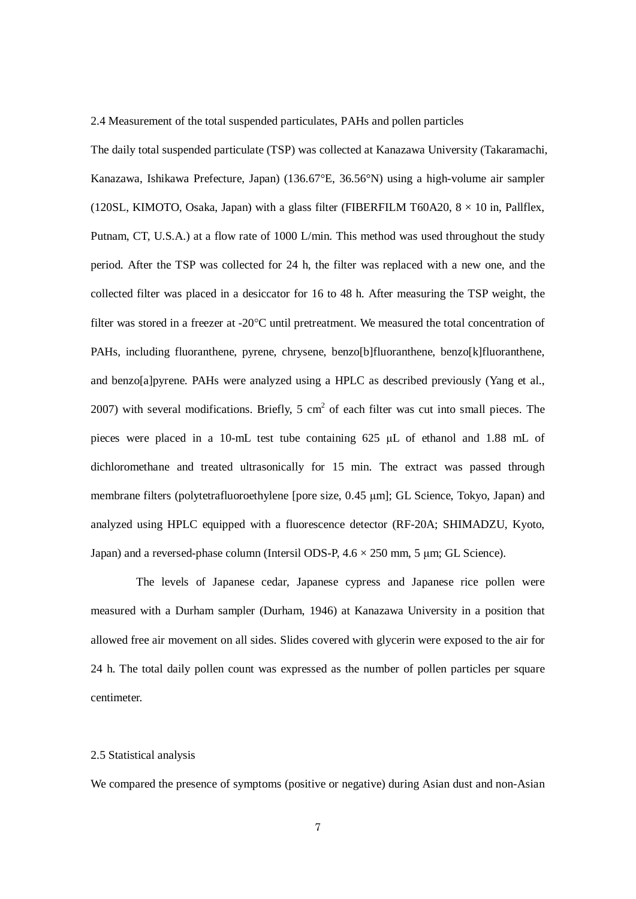### 2.4 Measurement of the total suspended particulates, PAHs and pollen particles

The daily total suspended particulate (TSP) was collected at Kanazawa University (Takaramachi, Kanazawa, Ishikawa Prefecture, Japan) (136.67°E, 36.56°N) using a high-volume air sampler (120SL, KIMOTO, Osaka, Japan) with a glass filter (FIBERFILM T60A20, 8 × 10 in, Pallflex, Putnam, CT, U.S.A.) at a flow rate of 1000 L/min. This method was used throughout the study period. After the TSP was collected for 24 h, the filter was replaced with a new one, and the collected filter was placed in a desiccator for 16 to 48 h. After measuring the TSP weight, the filter was stored in a freezer at -20°C until pretreatment. We measured the total concentration of PAHs, including fluoranthene, pyrene, chrysene, benzo[b]fluoranthene, benzo[k]fluoranthene, and benzo[a]pyrene. PAHs were analyzed using a HPLC as described previously (Yang et al., 2007) with several modifications. Briefly, 5 $cm^2$ of each filter was cut into small pieces. The pieces were placed in a 10-mL test tube containing 625 μL of ethanol and 1.88 mL of dichloromethane and treated ultrasonically for 15 min. The extract was passed through membrane filters (polytetrafluoroethylene [pore size, 0.45 μm]; GL Science, Tokyo, Japan) and analyzed using HPLC equipped with a fluorescence detector (RF-20A; SHIMADZU, Kyoto, Japan) and a reversed-phase column (Intersil ODS-P, 4.6 × 250 mm, 5 μm; GL Science).

The levels of Japanese cedar, Japanese cypress and Japanese rice pollen were measured with a Durham sampler (Durham, 1946) at Kanazawa University in a position that allowed free air movement on all sides. Slides covered with glycerin were exposed to the air for 24 h. The total daily pollen count was expressed as the number of pollen particles per square centimeter.

### 2.5 Statistical analysis

We compared the presence of symptoms (positive or negative) during Asian dust and non-Asian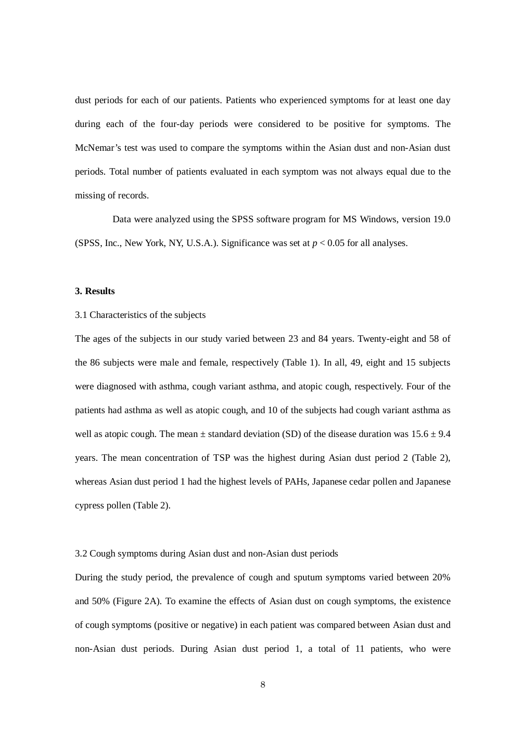dust periods for each of our patients. Patients who experienced symptoms for at least one day during each of the four-day periods were considered to be positive for symptoms. The McNemar's test was used to compare the symptoms within the Asian dust and non-Asian dust periods. Total number of patients evaluated in each symptom was not always equal due to the missing of records.

Data were analyzed using the SPSS software program for MS Windows, version 19.0 (SPSS, Inc., New York, NY, U.S.A.). Significance was set at $p < 0.05$ for all analyses.

## 3. Results

### 3.1 Characteristics of the subjects

The ages of the subjects in our study varied between 23 and 84 years. Twenty-eight and 58 of the 86 subjects were male and female, respectively (Table 1). In all, 49, eight and 15 subjects were diagnosed with asthma, cough variant asthma, and atopic cough, respectively. Four of the patients had asthma as well as atopic cough, and 10 of the subjects had cough variant asthma as well as atopic cough. The mean ± standard deviation (SD) of the disease duration was 15.6 ± 9.4 years. The mean concentration of TSP was the highest during Asian dust period 2 (Table 2), whereas Asian dust period 1 had the highest levels of PAHs, Japanese cedar pollen and Japanese cypress pollen (Table 2).

### 3.2 Cough symptoms during Asian dust and non-Asian dust periods

During the study period, the prevalence of cough and sputum symptoms varied between 20% and 50% (Figure 2A). To examine the effects of Asian dust on cough symptoms, the existence of cough symptoms (positive or negative) in each patient was compared between Asian dust and non-Asian dust periods. During Asian dust period 1, a total of 11 patients, who were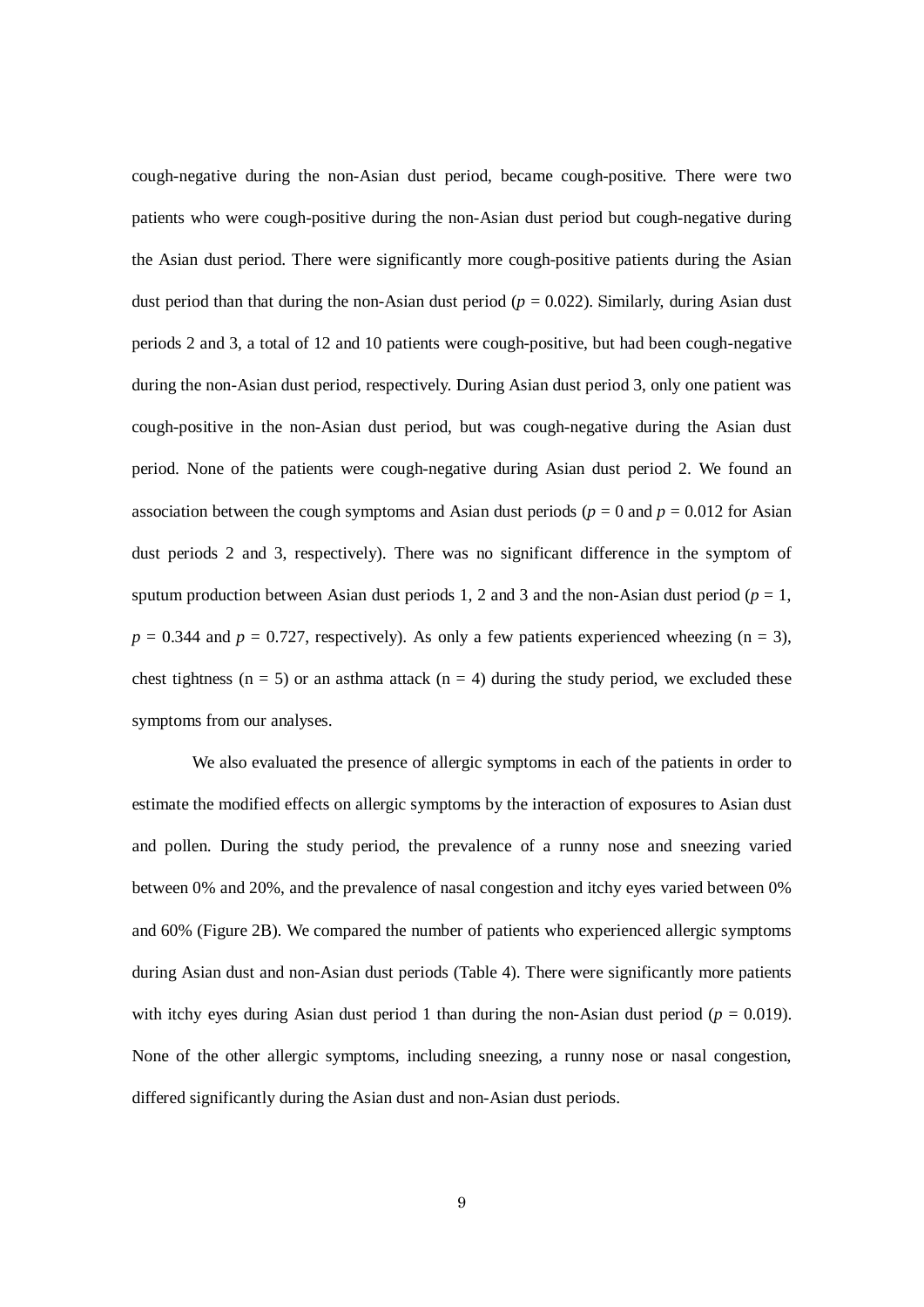cough-negative during the non-Asian dust period, became cough-positive. There were two patients who were cough-positive during the non-Asian dust period but cough-negative during the Asian dust period. There were significantly more cough-positive patients during the Asian dust period than that during the non-Asian dust period ($p$ = 0.022). Similarly, during Asian dust periods 2 and 3, a total of 12 and 10 patients were cough-positive, but had been cough-negative during the non-Asian dust period, respectively. During Asian dust period 3, only one patient was cough-positive in the non-Asian dust period, but was cough-negative during the Asian dust period. None of the patients were cough-negative during Asian dust period 2. We found an association between the cough symptoms and Asian dust periods ($p$ = 0 and $p$ = 0.012 for Asian dust periods 2 and 3, respectively). There was no significant difference in the symptom of sputum production between Asian dust periods 1, 2 and 3 and the non-Asian dust period ($p$ = 1, $p$ = 0.344 and $p$ = 0.727, respectively). As only a few patients experienced wheezing (n = 3), chest tightness (n = 5) or an asthma attack (n = 4) during the study period, we excluded these symptoms from our analyses.

We also evaluated the presence of allergic symptoms in each of the patients in order to estimate the modified effects on allergic symptoms by the interaction of exposures to Asian dust and pollen. During the study period, the prevalence of a runny nose and sneezing varied between 0% and 20%, and the prevalence of nasal congestion and itchy eyes varied between 0% and 60% (Figure 2B). We compared the number of patients who experienced allergic symptoms during Asian dust and non-Asian dust periods (Table 4). There were significantly more patients with itchy eyes during Asian dust period 1 than during the non-Asian dust period ($p$ = 0.019). None of the other allergic symptoms, including sneezing, a runny nose or nasal congestion, differed significantly during the Asian dust and non-Asian dust periods.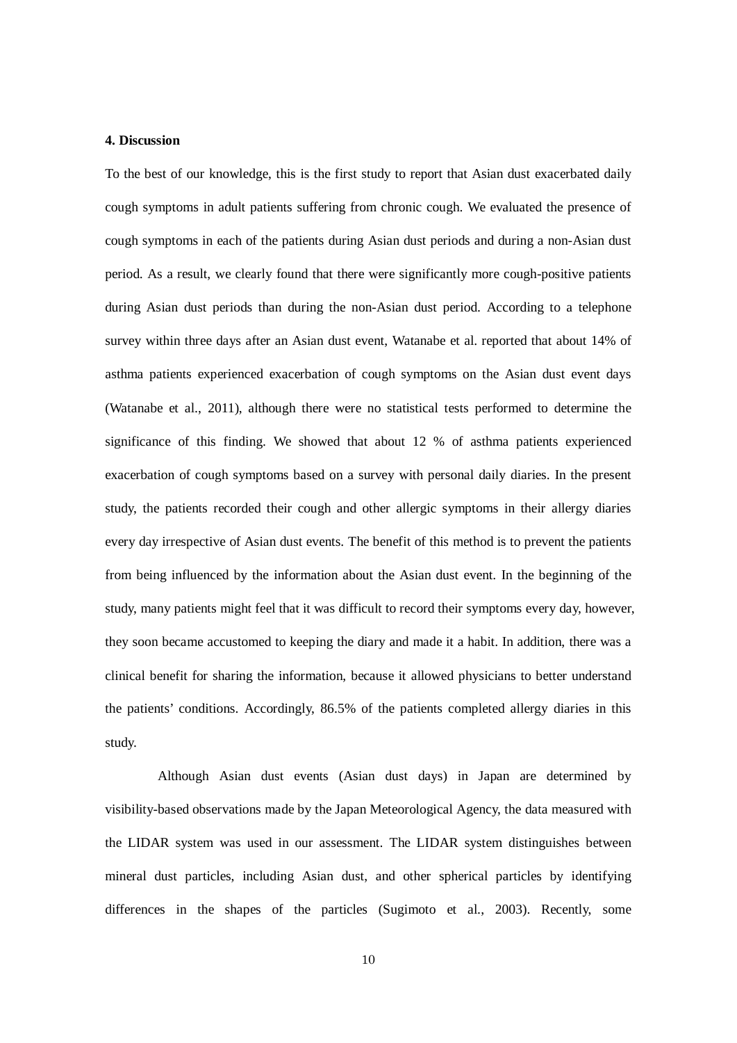## 4. Discussion

To the best of our knowledge, this is the first study to report that Asian dust exacerbated daily cough symptoms in adult patients suffering from chronic cough. We evaluated the presence of cough symptoms in each of the patients during Asian dust periods and during a non-Asian dust period. As a result, we clearly found that there were significantly more cough-positive patients during Asian dust periods than during the non-Asian dust period. According to a telephone survey within three days after an Asian dust event, Watanabe et al. reported that about 14% of asthma patients experienced exacerbation of cough symptoms on the Asian dust event days (Watanabe et al., 2011), although there were no statistical tests performed to determine the significance of this finding. We showed that about 12 % of asthma patients experienced exacerbation of cough symptoms based on a survey with personal daily diaries. In the present study, the patients recorded their cough and other allergic symptoms in their allergy diaries every day irrespective of Asian dust events. The benefit of this method is to prevent the patients from being influenced by the information about the Asian dust event. In the beginning of the study, many patients might feel that it was difficult to record their symptoms every day, however, they soon became accustomed to keeping the diary and made it a habit. In addition, there was a clinical benefit for sharing the information, because it allowed physicians to better understand the patients' conditions. Accordingly, 86.5% of the patients completed allergy diaries in this study.

Although Asian dust events (Asian dust days) in Japan are determined by visibility-based observations made by the Japan Meteorological Agency, the data measured with the LIDAR system was used in our assessment. The LIDAR system distinguishes between mineral dust particles, including Asian dust, and other spherical particles by identifying differences in the shapes of the particles (Sugimoto et al., 2003). Recently, some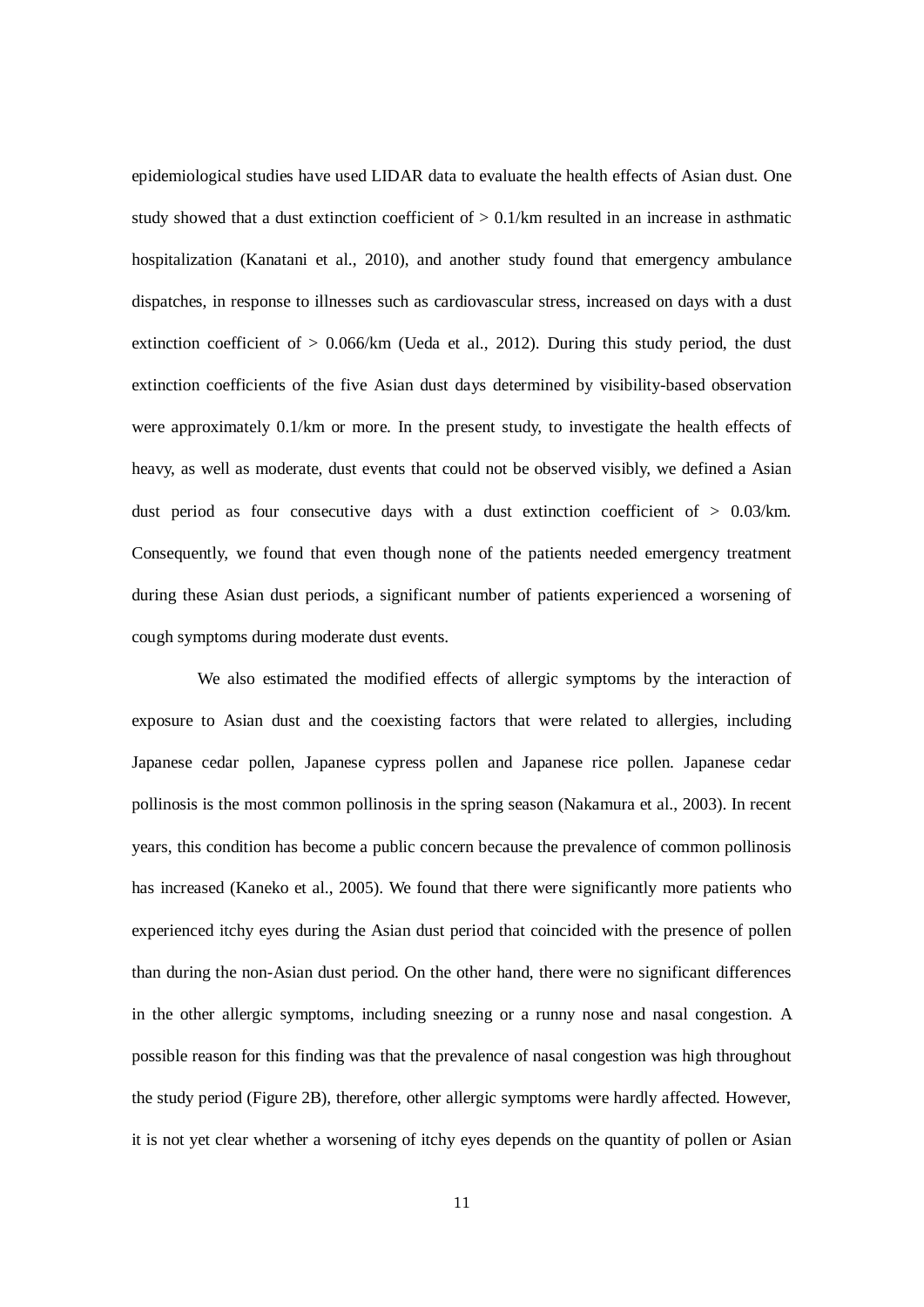epidemiological studies have used LIDAR data to evaluate the health effects of Asian dust. One study showed that a dust extinction coefficient of > 0.1/km resulted in an increase in asthmatic hospitalization (Kanatani et al., 2010), and another study found that emergency ambulance dispatches, in response to illnesses such as cardiovascular stress, increased on days with a dust extinction coefficient of > 0.066/km (Ueda et al., 2012). During this study period, the dust extinction coefficients of the five Asian dust days determined by visibility-based observation were approximately 0.1/km or more. In the present study, to investigate the health effects of heavy, as well as moderate, dust events that could not be observed visibly, we defined a Asian dust period as four consecutive days with a dust extinction coefficient of > 0.03/km. Consequently, we found that even though none of the patients needed emergency treatment during these Asian dust periods, a significant number of patients experienced a worsening of cough symptoms during moderate dust events.

We also estimated the modified effects of allergic symptoms by the interaction of exposure to Asian dust and the coexisting factors that were related to allergies, including Japanese cedar pollen, Japanese cypress pollen and Japanese rice pollen. Japanese cedar pollinosis is the most common pollinosis in the spring season (Nakamura et al., 2003). In recent years, this condition has become a public concern because the prevalence of common pollinosis has increased (Kaneko et al., 2005). We found that there were significantly more patients who experienced itchy eyes during the Asian dust period that coincided with the presence of pollen than during the non-Asian dust period. On the other hand, there were no significant differences in the other allergic symptoms, including sneezing or a runny nose and nasal congestion. A possible reason for this finding was that the prevalence of nasal congestion was high throughout the study period (Figure 2B), therefore, other allergic symptoms were hardly affected. However, it is not yet clear whether a worsening of itchy eyes depends on the quantity of pollen or Asian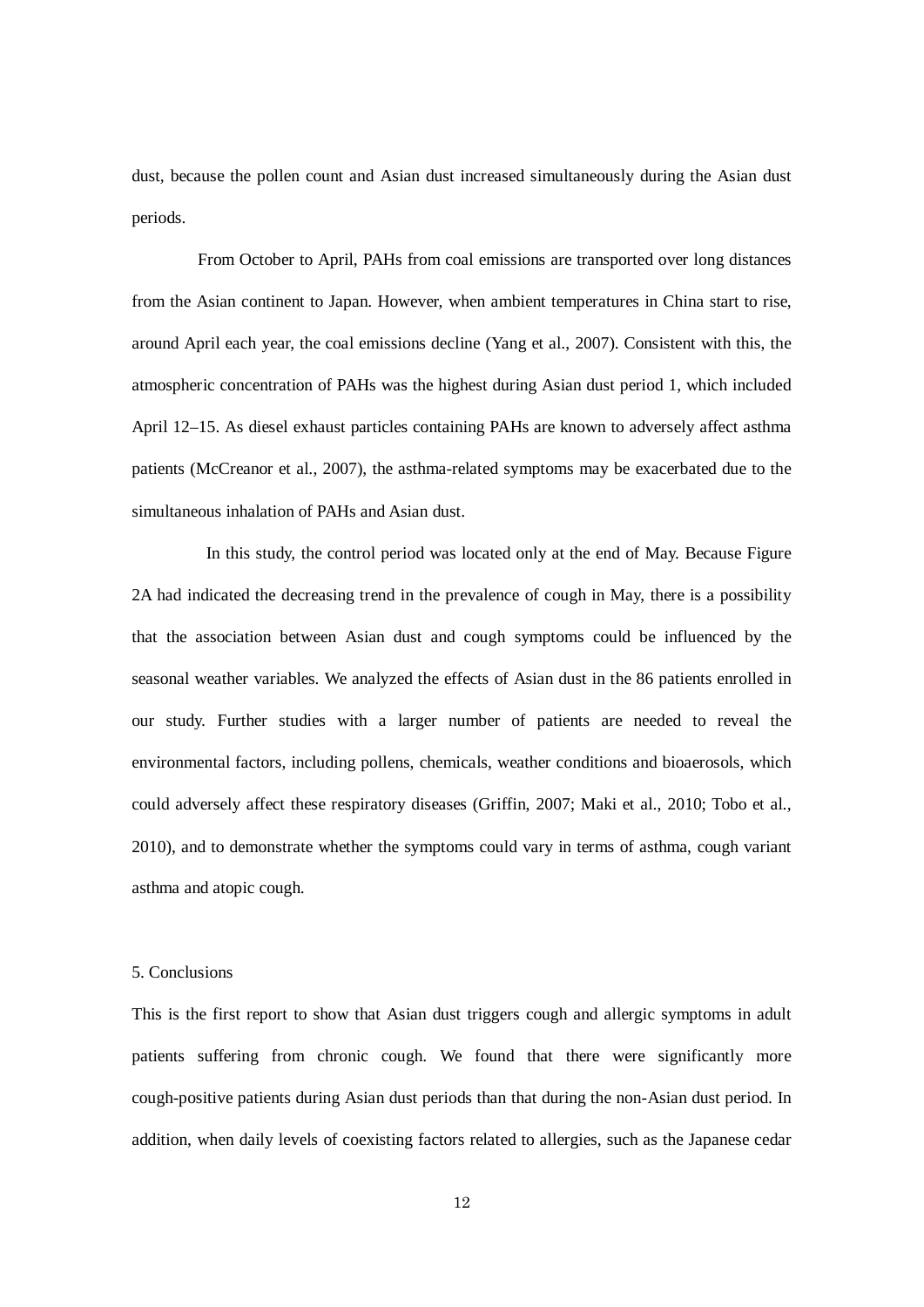dust, because the pollen count and Asian dust increased simultaneously during the Asian dust periods.

From October to April, PAHs from coal emissions are transported over long distances from the Asian continent to Japan. However, when ambient temperatures in China start to rise, around April each year, the coal emissions decline (Yang et al., 2007). Consistent with this, the atmospheric concentration of PAHs was the highest during Asian dust period 1, which included April 12–15. As diesel exhaust particles containing PAHs are known to adversely affect asthma patients (McCreanor et al., 2007), the asthma-related symptoms may be exacerbated due to the simultaneous inhalation of PAHs and Asian dust.

In this study, the control period was located only at the end of May. Because Figure 2A had indicated the decreasing trend in the prevalence of cough in May, there is a possibility that the association between Asian dust and cough symptoms could be influenced by the seasonal weather variables. We analyzed the effects of Asian dust in the 86 patients enrolled in our study. Further studies with a larger number of patients are needed to reveal the environmental factors, including pollens, chemicals, weather conditions and bioaerosols, which could adversely affect these respiratory diseases (Griffin, 2007; Maki et al., 2010; Tobo et al., 2010), and to demonstrate whether the symptoms could vary in terms of asthma, cough variant asthma and atopic cough.

## 5. Conclusions

This is the first report to show that Asian dust triggers cough and allergic symptoms in adult patients suffering from chronic cough. We found that there were significantly more cough-positive patients during Asian dust periods than that during the non-Asian dust period. In addition, when daily levels of coexisting factors related to allergies, such as the Japanese cedar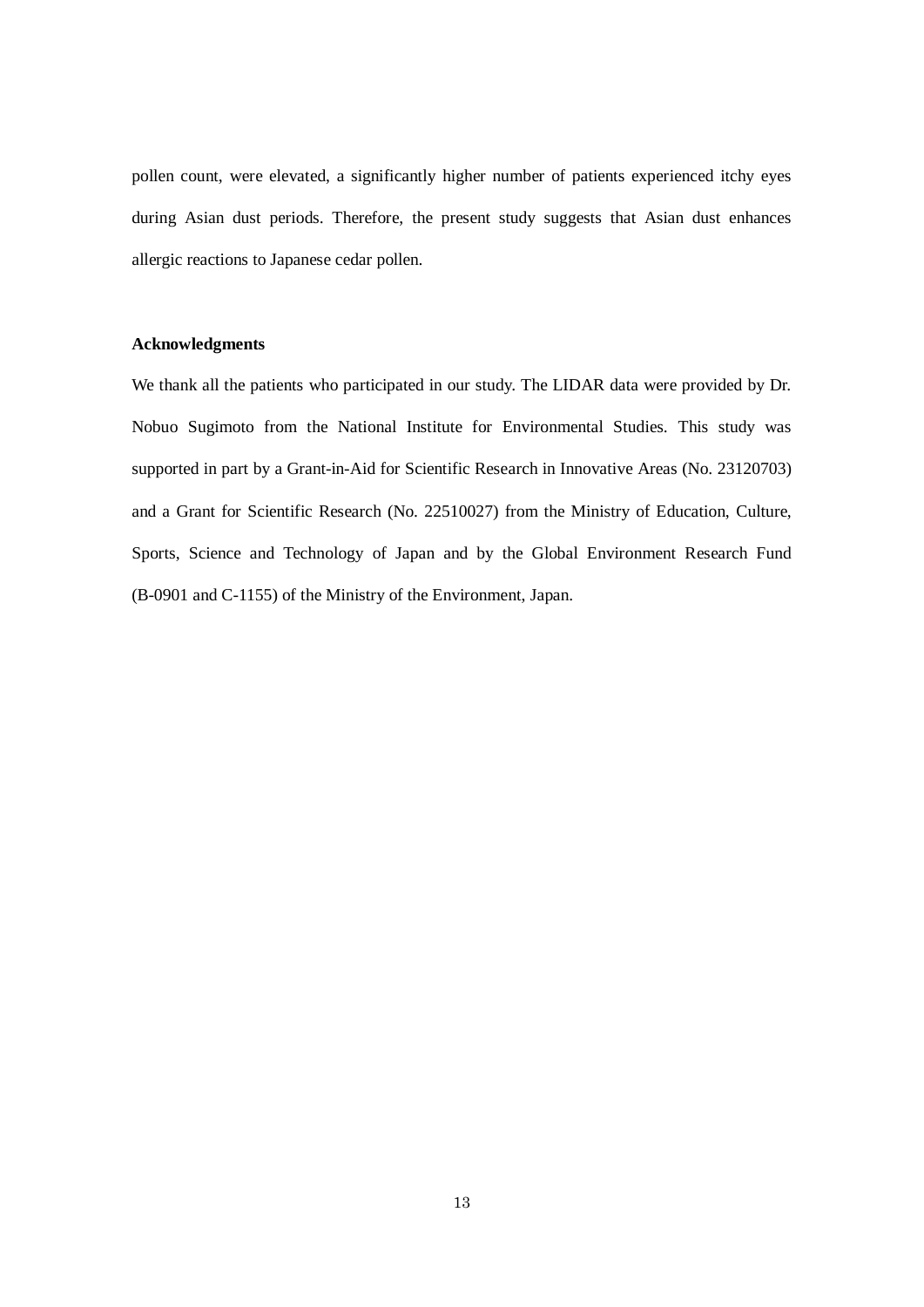pollen count, were elevated, a significantly higher number of patients experienced itchy eyes during Asian dust periods. Therefore, the present study suggests that Asian dust enhances allergic reactions to Japanese cedar pollen.

**Acknowledgments**

We thank all the patients who participated in our study. The LIDAR data were provided by Dr. Nobuo Sugimoto from the National Institute for Environmental Studies. This study was supported in part by a Grant-in-Aid for Scientific Research in Innovative Areas (No. 23120703) and a Grant for Scientific Research (No. 22510027) from the Ministry of Education, Culture, Sports, Science and Technology of Japan and by the Global Environment Research Fund (B-0901 and C-1155) of the Ministry of the Environment, Japan.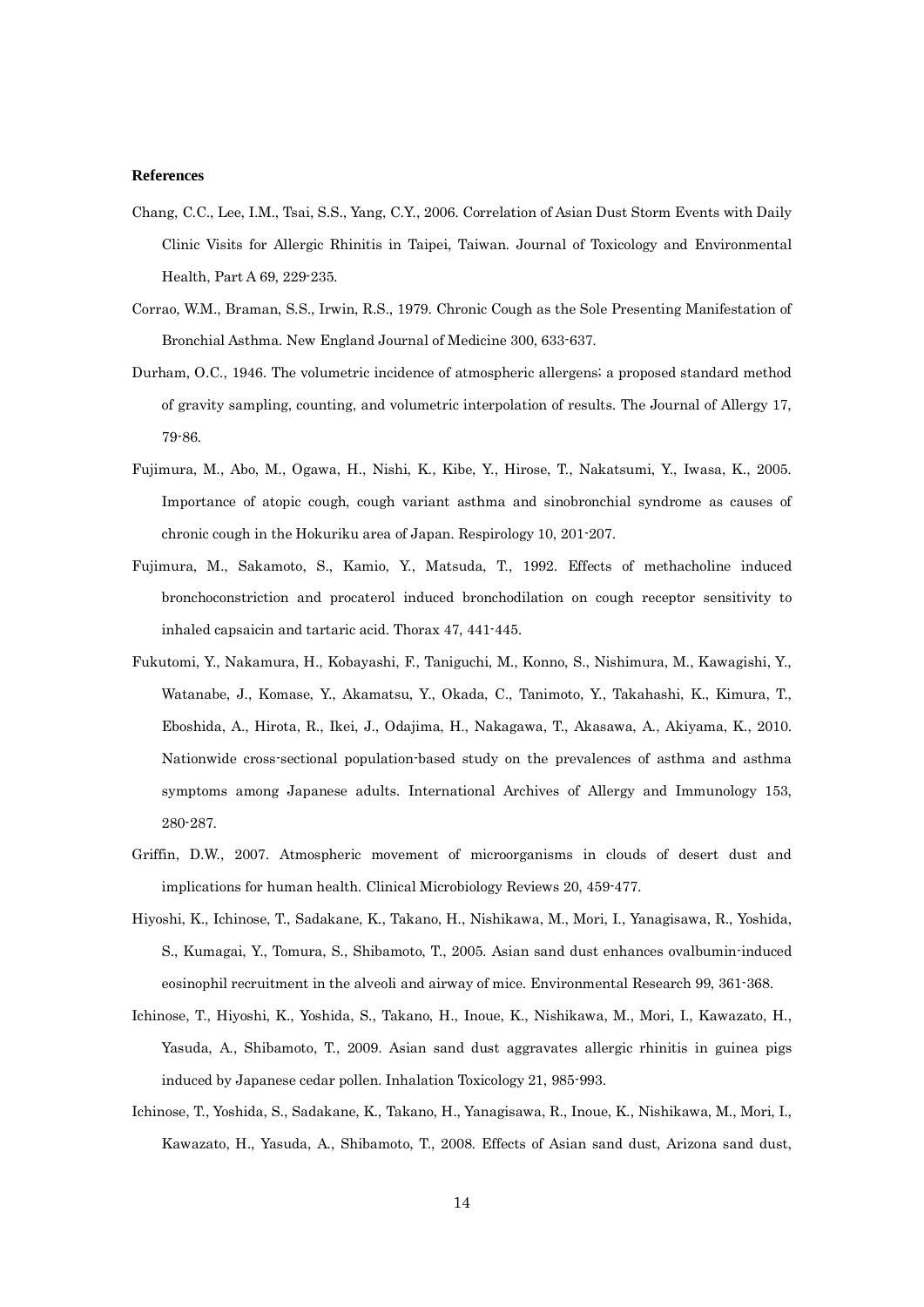**References**

Chang, C.C., Lee, I.M., Tsai, S.S., Yang, C.Y., 2006. Correlation of Asian Dust Storm Events with Daily Clinic Visits for Allergic Rhinitis in Taipei, Taiwan. Journal of Toxicology and Environmental Health, Part A 69, 229-235.

Corrao, W.M., Braman, S.S., Irwin, R.S., 1979. Chronic Cough as the Sole Presenting Manifestation of Bronchial Asthma. New England Journal of Medicine 300, 633-637.

Durham, O.C., 1946. The volumetric incidence of atmospheric allergens; a proposed standard method of gravity sampling, counting, and volumetric interpolation of results. The Journal of Allergy 17, 79-86.

Fujimura, M., Abo, M., Ogawa, H., Nishi, K., Kibe, Y., Hirose, T., Nakatsumi, Y., Iwasa, K., 2005. Importance of atopic cough, cough variant asthma and sinobronchial syndrome as causes of chronic cough in the Hokuriku area of Japan. Respirology 10, 201-207.

Fujimura, M., Sakamoto, S., Kamio, Y., Matsuda, T., 1992. Effects of methacholine induced bronchoconstriction and procaterol induced bronchodilation on cough receptor sensitivity to inhaled capsaicin and tartaric acid. Thorax 47, 441-445.

Fukutomi, Y., Nakamura, H., Kobayashi, F., Taniguchi, M., Konno, S., Nishimura, M., Kawagishi, Y., Watanabe, J., Komase, Y., Akamatsu, Y., Okada, C., Tanimoto, Y., Takahashi, K., Kimura, T., Eboshida, A., Hirota, R., Ikei, J., Odajima, H., Nakagawa, T., Akasawa, A., Akiyama, K., 2010. Nationwide cross-sectional population-based study on the prevalences of asthma and asthma symptoms among Japanese adults. International Archives of Allergy and Immunology 153, 280-287.

Griffin, D.W., 2007. Atmospheric movement of microorganisms in clouds of desert dust and implications for human health. Clinical Microbiology Reviews 20, 459-477.

Hiyoshi, K., Ichinose, T., Sadakane, K., Takano, H., Nishikawa, M., Mori, I., Yanagisawa, R., Yoshida, S., Kumagai, Y., Tomura, S., Shibamoto, T., 2005. Asian sand dust enhances ovalbumin-induced eosinophil recruitment in the alveoli and airway of mice. Environmental Research 99, 361-368.

Ichinose, T., Hiyoshi, K., Yoshida, S., Takano, H., Inoue, K., Nishikawa, M., Mori, I., Kawazato, H., Yasuda, A., Shibamoto, T., 2009. Asian sand dust aggravates allergic rhinitis in guinea pigs induced by Japanese cedar pollen. Inhalation Toxicology 21, 985-993.

Ichinose, T., Yoshida, S., Sadakane, K., Takano, H., Yanagisawa, R., Inoue, K., Nishikawa, M., Mori, I., Kawazato, H., Yasuda, A., Shibamoto, T., 2008. Effects of Asian sand dust, Arizona sand dust,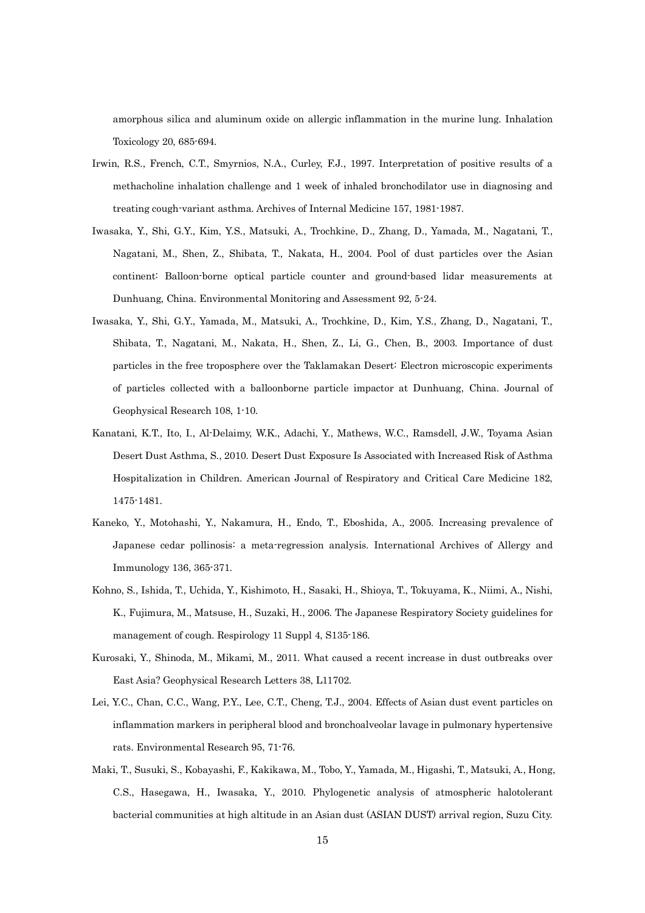amorphous silica and aluminum oxide on allergic inflammation in the murine lung. Inhalation Toxicology 20, 685-694.

Irwin, R.S., French, C.T., Smyrnios, N.A., Curley, F.J., 1997. Interpretation of positive results of a methacholine inhalation challenge and 1 week of inhaled bronchodilator use in diagnosing and treating cough-variant asthma. Archives of Internal Medicine 157, 1981-1987.

Iwasaka, Y., Shi, G.Y., Kim, Y.S., Matsuki, A., Trochkine, D., Zhang, D., Yamada, M., Nagatani, T., Nagatani, M., Shen, Z., Shibata, T., Nakata, H., 2004. Pool of dust particles over the Asian continent: Balloon-borne optical particle counter and ground-based lidar measurements at Dunhuang, China. Environmental Monitoring and Assessment 92, 5-24.

Iwasaka, Y., Shi, G.Y., Yamada, M., Matsuki, A., Trochkine, D., Kim, Y.S., Zhang, D., Nagatani, T., Shibata, T., Nagatani, M., Nakata, H., Shen, Z., Li, G., Chen, B., 2003. Importance of dust particles in the free troposphere over the Taklamakan Desert: Electron microscopic experiments of particles collected with a balloonborne particle impactor at Dunhuang, China. Journal of Geophysical Research 108, 1-10.

Kanatani, K.T., Ito, I., Al-Delaimy, W.K., Adachi, Y., Mathews, W.C., Ramsdell, J.W., Toyama Asian Desert Dust Asthma, S., 2010. Desert Dust Exposure Is Associated with Increased Risk of Asthma Hospitalization in Children. American Journal of Respiratory and Critical Care Medicine 182, 1475-1481.

Kaneko, Y., Motohashi, Y., Nakamura, H., Endo, T., Eboshida, A., 2005. Increasing prevalence of Japanese cedar pollinosis: a meta-regression analysis. International Archives of Allergy and Immunology 136, 365-371.

Kohno, S., Ishida, T., Uchida, Y., Kishimoto, H., Sasaki, H., Shioya, T., Tokuyama, K., Niimi, A., Nishi, K., Fujimura, M., Matsuse, H., Suzaki, H., 2006. The Japanese Respiratory Society guidelines for management of cough. Respirology 11 Suppl 4, S135-186.

Kurosaki, Y., Shinoda, M., Mikami, M., 2011. What caused a recent increase in dust outbreaks over East Asia? Geophysical Research Letters 38, L11702.

Lei, Y.C., Chan, C.C., Wang, P.Y., Lee, C.T., Cheng, T.J., 2004. Effects of Asian dust event particles on inflammation markers in peripheral blood and bronchoalveolar lavage in pulmonary hypertensive rats. Environmental Research 95, 71-76.

Maki, T., Susuki, S., Kobayashi, F., Kakikawa, M., Tobo, Y., Yamada, M., Higashi, T., Matsuki, A., Hong, C.S., Hasegawa, H., Iwasaka, Y., 2010. Phylogenetic analysis of atmospheric halotolerant bacterial communities at high altitude in an Asian dust (ASIAN DUST) arrival region, Suzu City.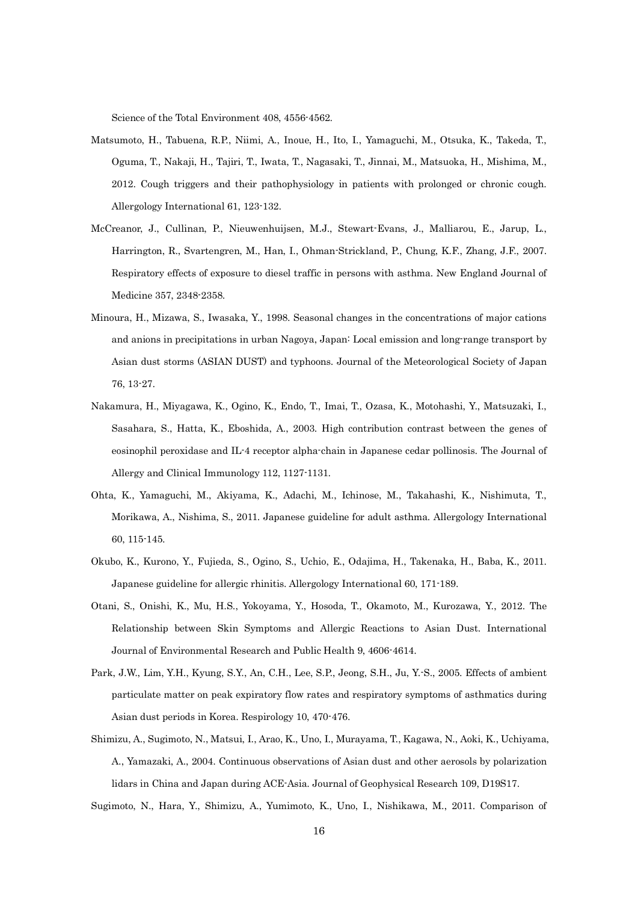Science of the Total Environment 408, 4556-4562.

Matsumoto, H., Tabuena, R.P., Niimi, A., Inoue, H., Ito, I., Yamaguchi, M., Otsuka, K., Takeda, T., Oguma, T., Nakaji, H., Tajiri, T., Iwata, T., Nagasaki, T., Jinnai, M., Matsuoka, H., Mishima, M., 2012. Cough triggers and their pathophysiology in patients with prolonged or chronic cough. Allergology International 61, 123-132.

McCreanor, J., Cullinan, P., Nieuwenhuijsen, M.J., Stewart-Evans, J., Malliarou, E., Jarup, L., Harrington, R., Svartengren, M., Han, I., Ohman-Strickland, P., Chung, K.F., Zhang, J.F., 2007. Respiratory effects of exposure to diesel traffic in persons with asthma. New England Journal of Medicine 357, 2348-2358.

Minoura, H., Mizawa, S., Iwasaka, Y., 1998. Seasonal changes in the concentrations of major cations and anions in precipitations in urban Nagoya, Japan: Local emission and long-range transport by Asian dust storms (ASIAN DUST) and typhoons. Journal of the Meteorological Society of Japan 76, 13-27.

Nakamura, H., Miyagawa, K., Ogino, K., Endo, T., Imai, T., Ozasa, K., Motohashi, Y., Matsuzaki, I., Sasahara, S., Hatta, K., Eboshida, A., 2003. High contribution contrast between the genes of eosinophil peroxidase and IL-4 receptor alpha-chain in Japanese cedar pollinosis. The Journal of Allergy and Clinical Immunology 112, 1127-1131.

Ohta, K., Yamaguchi, M., Akiyama, K., Adachi, M., Ichinose, M., Takahashi, K., Nishimuta, T., Morikawa, A., Nishima, S., 2011. Japanese guideline for adult asthma. Allergology International 60, 115-145.

Okubo, K., Kurono, Y., Fujieda, S., Ogino, S., Uchio, E., Odajima, H., Takenaka, H., Baba, K., 2011. Japanese guideline for allergic rhinitis. Allergology International 60, 171-189.

Otani, S., Onishi, K., Mu, H.S., Yokoyama, Y., Hosoda, T., Okamoto, M., Kurozawa, Y., 2012. The Relationship between Skin Symptoms and Allergic Reactions to Asian Dust. International Journal of Environmental Research and Public Health 9, 4606-4614.

Park, J.W., Lim, Y.H., Kyung, S.Y., An, C.H., Lee, S.P., Jeong, S.H., Ju, Y.-S., 2005. Effects of ambient particulate matter on peak expiratory flow rates and respiratory symptoms of asthmatics during Asian dust periods in Korea. Respirology 10, 470-476.

Shimizu, A., Sugimoto, N., Matsui, I., Arao, K., Uno, I., Murayama, T., Kagawa, N., Aoki, K., Uchiyama, A., Yamazaki, A., 2004. Continuous observations of Asian dust and other aerosols by polarization lidars in China and Japan during ACE-Asia. Journal of Geophysical Research 109, D19S17.

Sugimoto, N., Hara, Y., Shimizu, A., Yumimoto, K., Uno, I., Nishikawa, M., 2011. Comparison of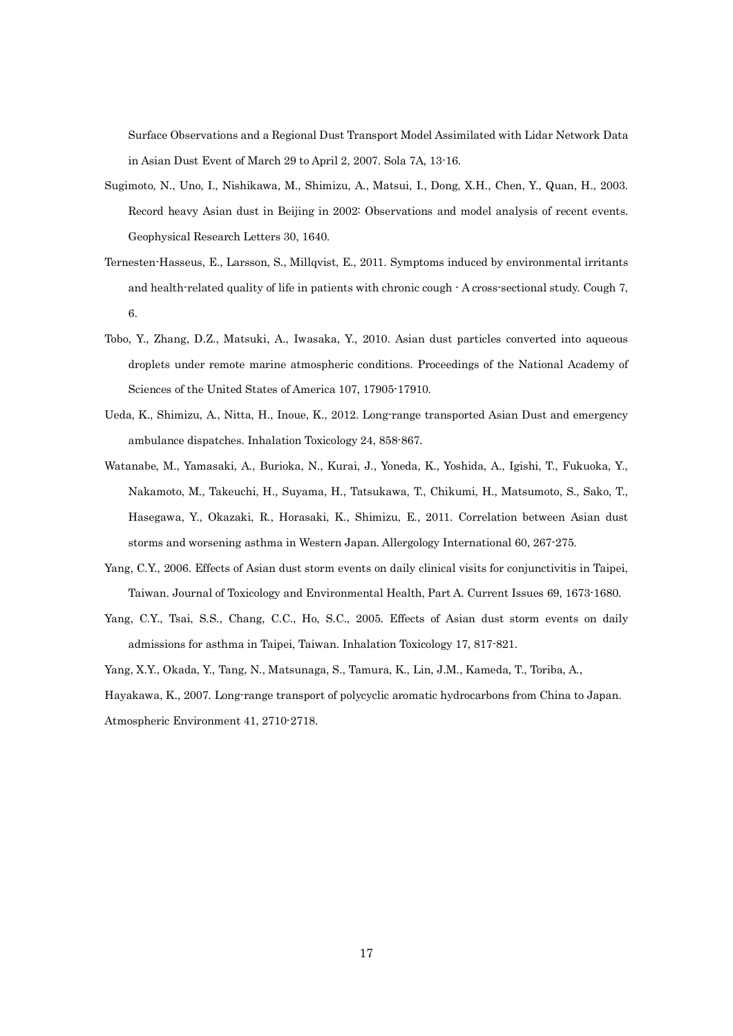Surface Observations and a Regional Dust Transport Model Assimilated with Lidar Network Data in Asian Dust Event of March 29 to April 2, 2007. Sola 7A, 13-16.

Sugimoto, N., Uno, I., Nishikawa, M., Shimizu, A., Matsui, I., Dong, X.H., Chen, Y., Quan, H., 2003. Record heavy Asian dust in Beijing in 2002: Observations and model analysis of recent events. Geophysical Research Letters 30, 1640.

Ternesten-Hasseus, E., Larsson, S., Millqvist, E., 2011. Symptoms induced by environmental irritants and health-related quality of life in patients with chronic cough - A cross-sectional study. Cough 7, 6.

Tobo, Y., Zhang, D.Z., Matsuki, A., Iwasaka, Y., 2010. Asian dust particles converted into aqueous droplets under remote marine atmospheric conditions. Proceedings of the National Academy of Sciences of the United States of America 107, 17905-17910.

Ueda, K., Shimizu, A., Nitta, H., Inoue, K., 2012. Long-range transported Asian Dust and emergency ambulance dispatches. Inhalation Toxicology 24, 858-867.

Watanabe, M., Yamasaki, A., Burioka, N., Kurai, J., Yoneda, K., Yoshida, A., Igishi, T., Fukuoka, Y., Nakamoto, M., Takeuchi, H., Suyama, H., Tatsukawa, T., Chikumi, H., Matsumoto, S., Sako, T., Hasegawa, Y., Okazaki, R., Horasaki, K., Shimizu, E., 2011. Correlation between Asian dust storms and worsening asthma in Western Japan. Allergology International 60, 267-275.

Yang, C.Y., 2006. Effects of Asian dust storm events on daily clinical visits for conjunctivitis in Taipei, Taiwan. Journal of Toxicology and Environmental Health, Part A. Current Issues 69, 1673-1680.

Yang, C.Y., Tsai, S.S., Chang, C.C., Ho, S.C., 2005. Effects of Asian dust storm events on daily admissions for asthma in Taipei, Taiwan. Inhalation Toxicology 17, 817-821.

Yang, X.Y., Okada, Y., Tang, N., Matsunaga, S., Tamura, K., Lin, J.M., Kameda, T., Toriba, A., Hayakawa, K., 2007. Long-range transport of polycyclic aromatic hydrocarbons from China to Japan. Atmospheric Environment 41, 2710-2718.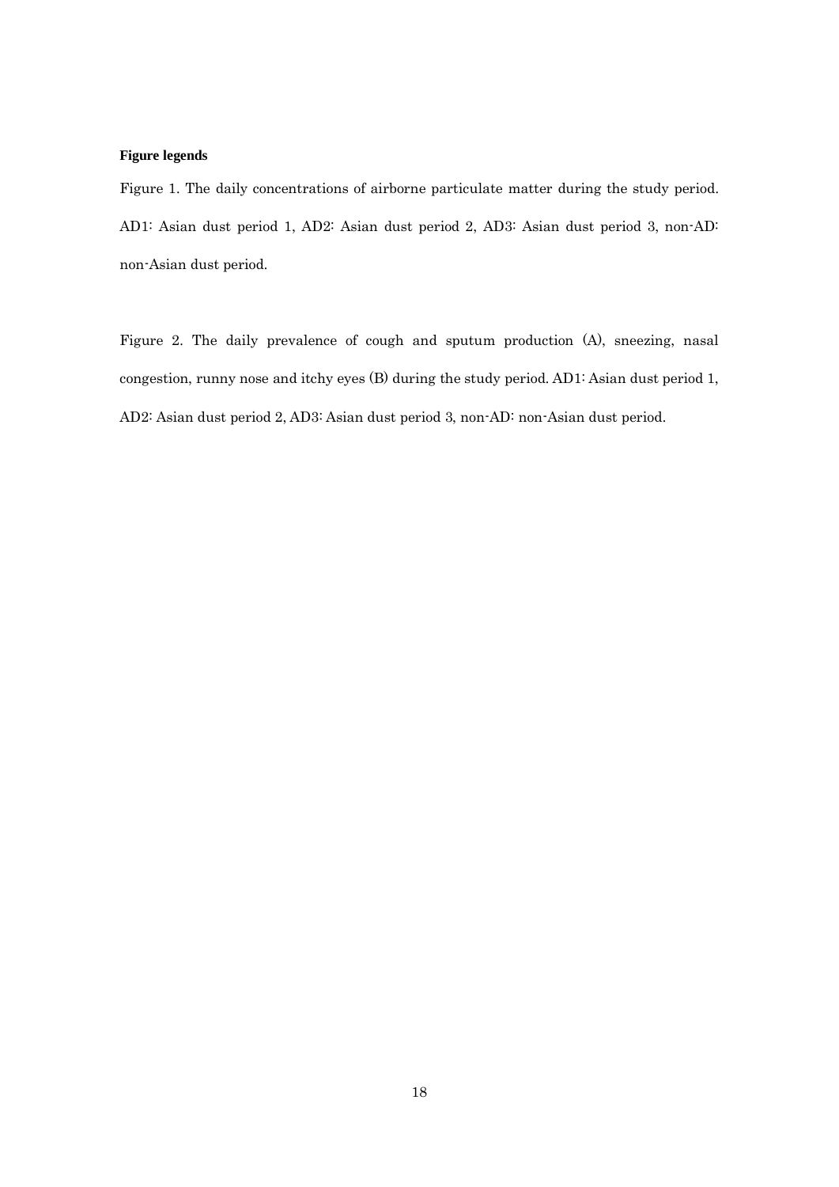**Figure legends**

Figure 1. The daily concentrations of airborne particulate matter during the study period. AD1: Asian dust period 1, AD2: Asian dust period 2, AD3: Asian dust period 3, non-AD: non-Asian dust period.

Figure 2. The daily prevalence of cough and sputum production (A), sneezing, nasal congestion, runny nose and itchy eyes (B) during the study period. AD1: Asian dust period 1, AD2: Asian dust period 2, AD3: Asian dust period 3, non-AD: non-Asian dust period.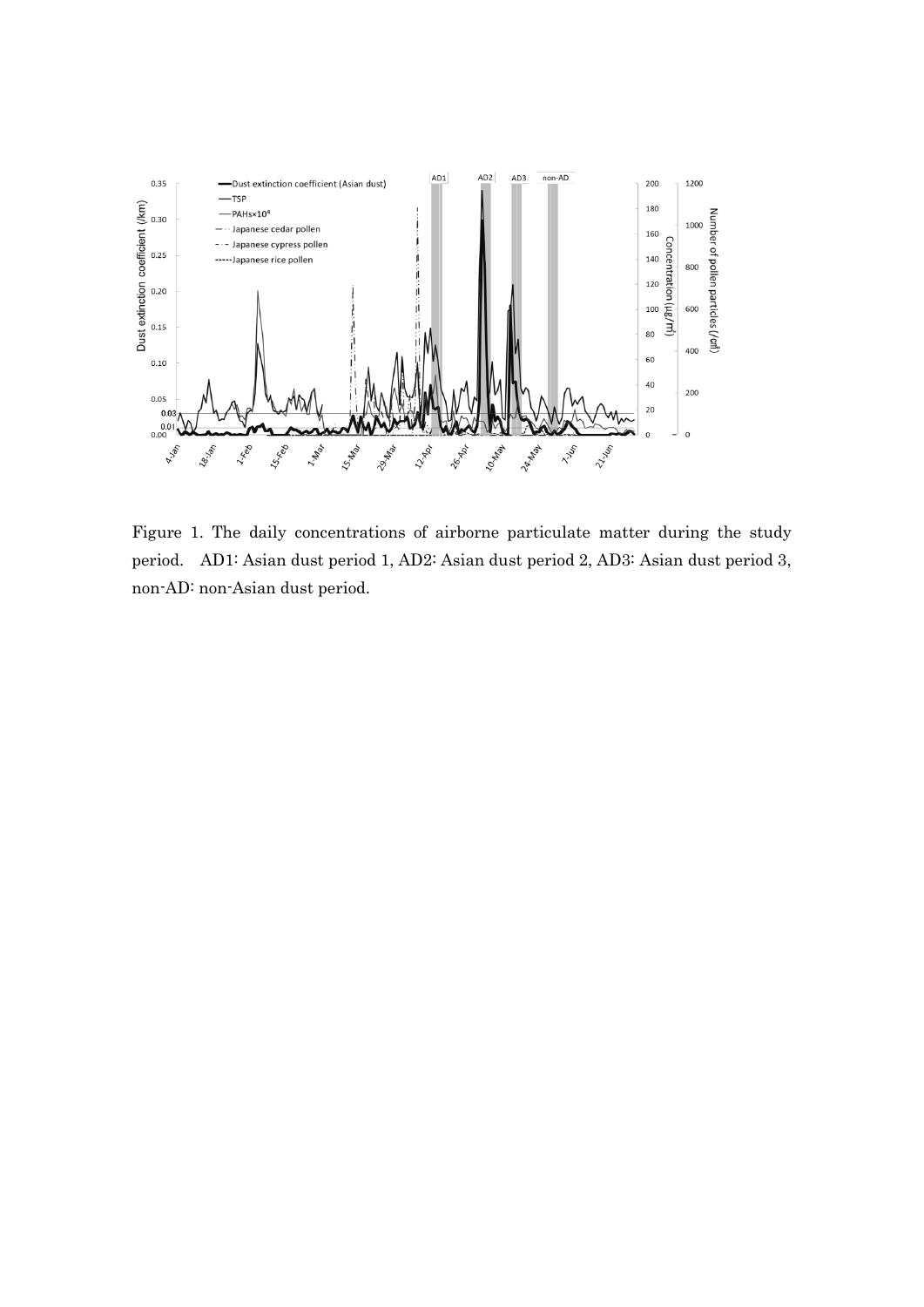Figure 1. The daily concentrations of airborne particulate matter during the study period. AD1: Asian dust period 1, AD2: Asian dust period 2, AD3: Asian dust period 3, non-AD: non-Asian dust period.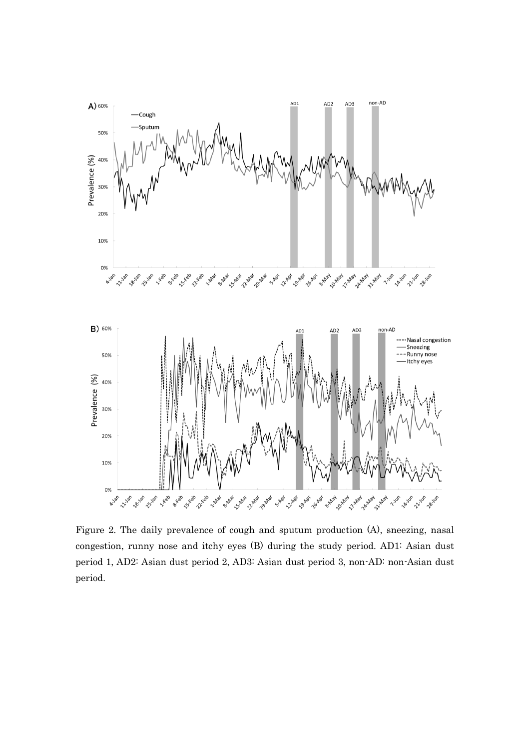Figure 2. The daily prevalence of cough and sputum production (A), sneezing, nasal congestion, runny nose and itchy eyes (B) during the study period. AD1: Asian dust period 1, AD2: Asian dust period 2, AD3: Asian dust period 3, non-AD: non-Asian dust period.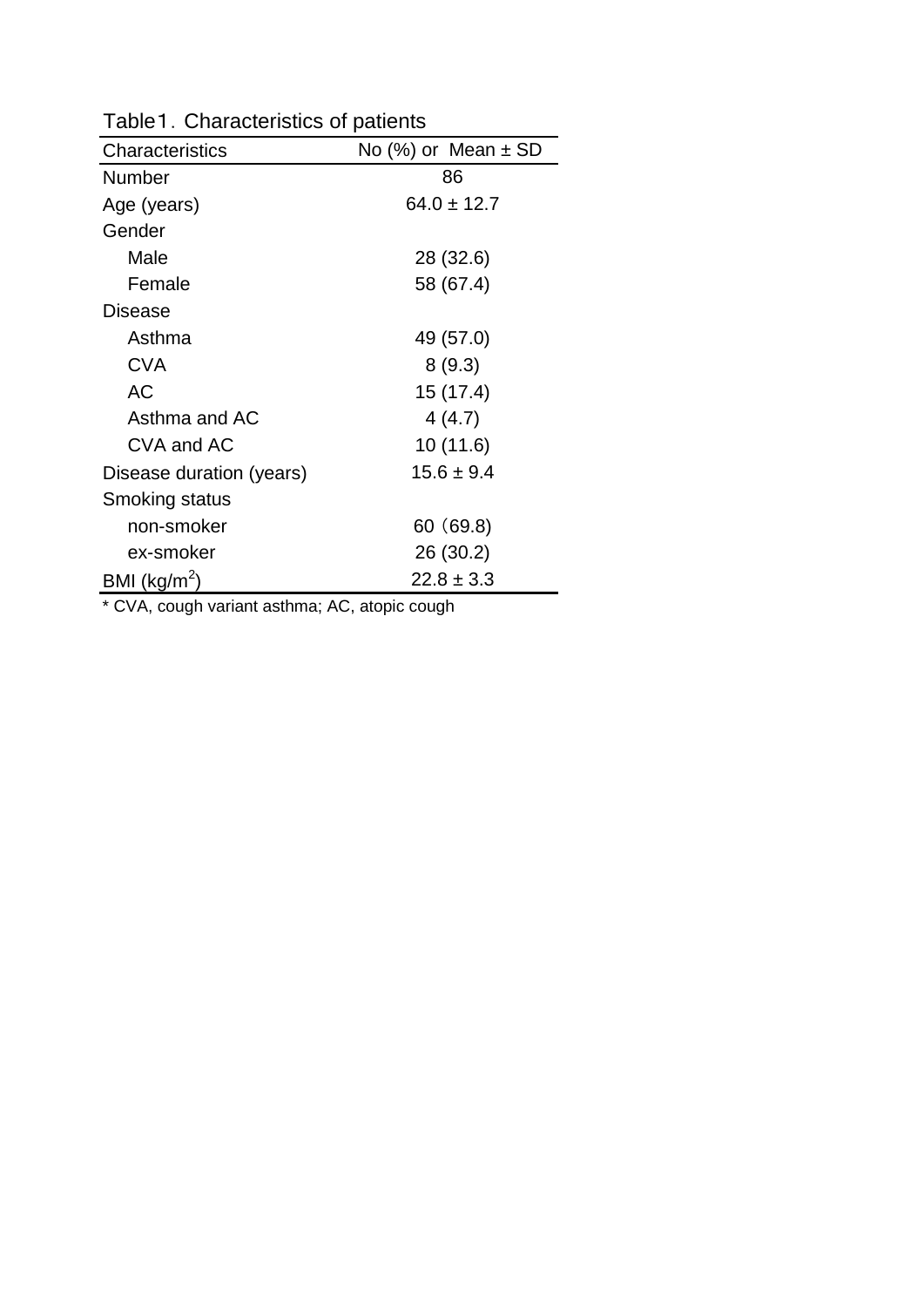Table1. Characteristics of patients

| Characteristics | No (%) or Mean ± SD |
|---|---|
| Number | 86 |
| Age (years) | 64.0 ± 12.7 |
| Gender | |
| Male | 28 (32.6) |
| Female | 58 (67.4) |
| Disease | |
| Asthma | 49 (57.0) |
| CVA | 8 (9.3) |
| AC | 15 (17.4) |
| Asthma and AC | 4 (4.7) |
| CVA and AC | 10 (11.6) |
| Disease duration (years) | 15.6 ± 9.4 |
| Smoking status | |
| non-smoker | 60（69.8) |
| ex-smoker | 26 (30.2) |
| BMI ($kg/m^2$) | 22.8 ± 3.3 |

* CVA, cough variant asthma; AC, atopic cough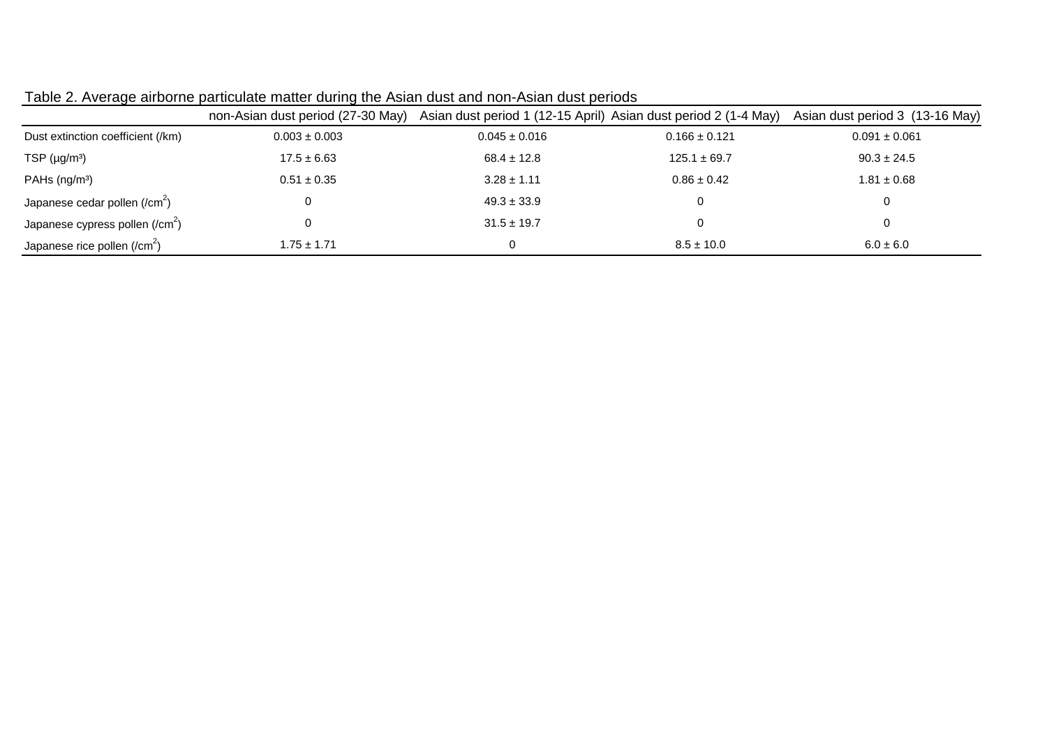Table 2. Average airborne particulate matter during the Asian dust and non-Asian dust periods

| | non-Asian dust period (27-30 May) | Asian dust period 1 (12-15 April) | Asian dust period 2 (1-4 May) | Asian dust period 3 (13-16 May) |
|---|---|---|---|---|
| Dust extinction coefficient (/km) | 0.003 ± 0.003 | 0.045 ± 0.016 | 0.166 ± 0.121 | 0.091 ± 0.061 |
| TSP (μg/m³) | 17.5 ± 6.63 | 68.4 ± 12.8 | 125.1 ± 69.7 | 90.3 ± 24.5 |
| PAHs (ng/m³) | 0.51 ± 0.35 | 3.28 ± 1.11 | 0.86 ± 0.42 | 1.81 ± 0.68 |
| Japanese cedar pollen (/cm$^2$) | 0 | 49.3 ± 33.9 | 0 | 0 |
| Japanese cypress pollen (/cm$^2$) | 0 | 31.5 ± 19.7 | 0 | 0 |
| Japanese rice pollen (/cm$^2$) | 1.75 ± 1.71 | 0 | 8.5 ± 10.0 | 6.0 ± 6.0 |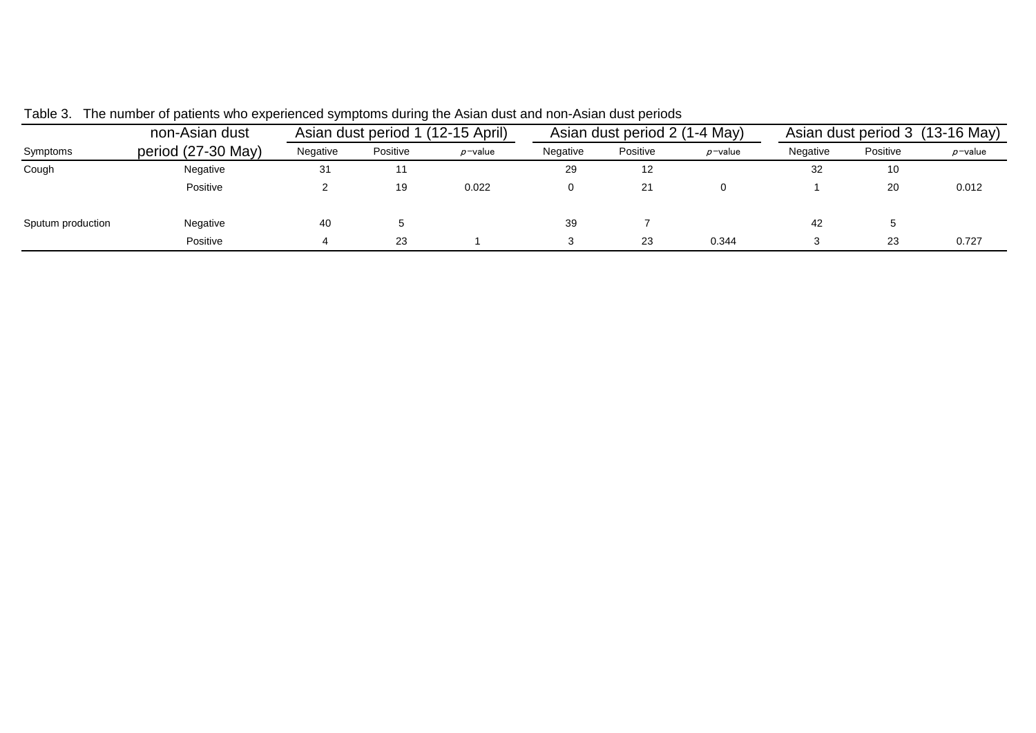Table 3. The number of patients who experienced symptoms during the Asian dust and non-Asian dust periods

| Symptoms | non-Asian dust period (27-30 May) | Asian dust period 1 (12-15 April) | | | Asian dust period 2 (1-4 May) | | | Asian dust period 3 (13-16 May) | | |
|---|---|---|---|---|---|---|---|---|---|---|
| | | Negative | Positive | $p$-value | Negative | Positive | $p$-value | Negative | Positive | $p$-value |
| Cough | Negative | 31 | 11 | | 29 | 12 | | 32 | 10 | |
| | Positive | 2 | 19 | 0.022 | 0 | 21 | 0 | 1 | 20 | 0.012 |
| Sputum production | Negative | 40 | 5 | | 39 | 7 | | 42 | 5 | |
| | Positive | 4 | 23 | 1 | 3 | 23 | 0.344 | 3 | 23 | 0.727 |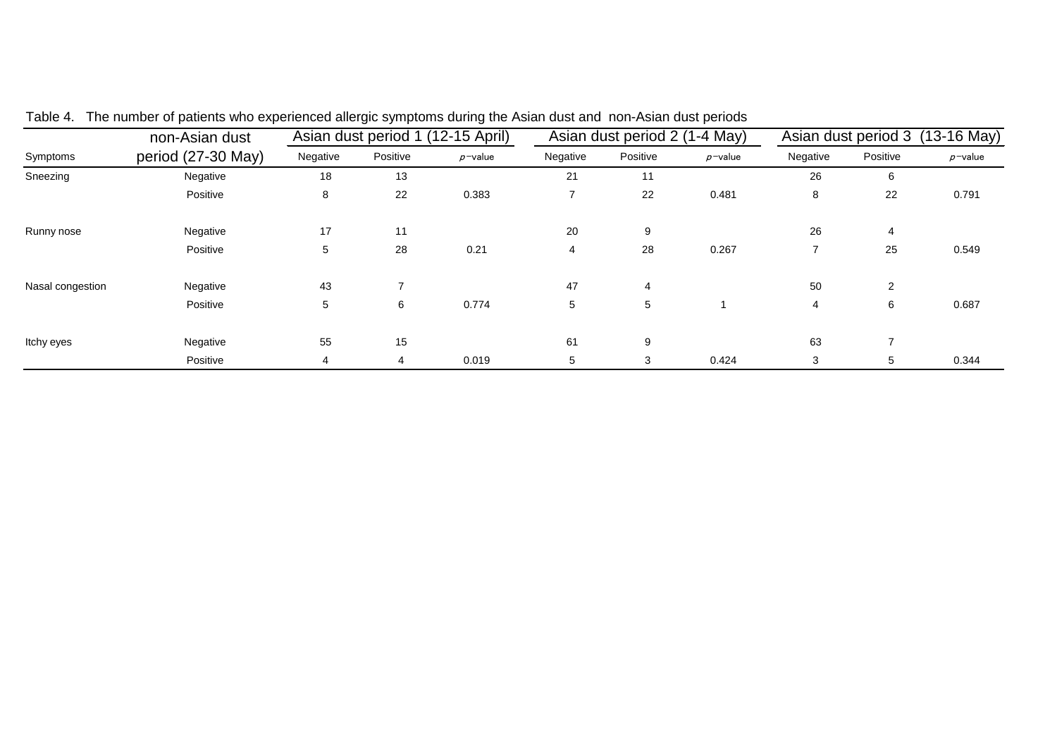Table 4. The number of patients who experienced allergic symptoms during the Asian dust and non-Asian dust periods

| Symptoms | non-Asian dust period (27-30 May) | Asian dust period 1 (12-15 April) | | | Asian dust period 2 (1-4 May) | | | Asian dust period 3 (13-16 May) | | |
|---|---|---|---|---|---|---|---|---|---|---|
| | | Negative | Positive | $p$-value | Negative | Positive | $p$-value | Negative | Positive | $p$-value |
| Sneezing | Negative | 18 | 13 | | 21 | 11 | | 26 | 6 | |
| | Positive | 8 | 22 | 0.383 | 7 | 22 | 0.481 | 8 | 22 | 0.791 |
| Runny nose | Negative | 17 | 11 | | 20 | 9 | | 26 | 4 | |
| | Positive | 5 | 28 | 0.21 | 4 | 28 | 0.267 | 7 | 25 | 0.549 |
| Nasal congestion | Negative | 43 | 7 | | 47 | 4 | | 50 | 2 | |
| | Positive | 5 | 6 | 0.774 | 5 | 5 | 1 | 4 | 6 | 0.687 |
| Itchy eyes | Negative | 55 | 15 | | 61 | 9 | | 63 | 7 | |
| | Positive | 4 | 4 | 0.019 | 5 | 3 | 0.424 | 3 | 5 | 0.344 |